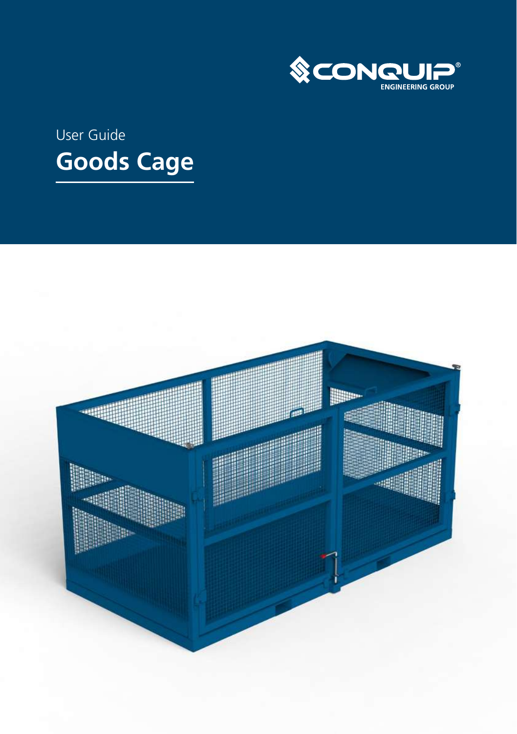CONQUIP®
ENGINEERING GROUP

User Guide

# Goods Cage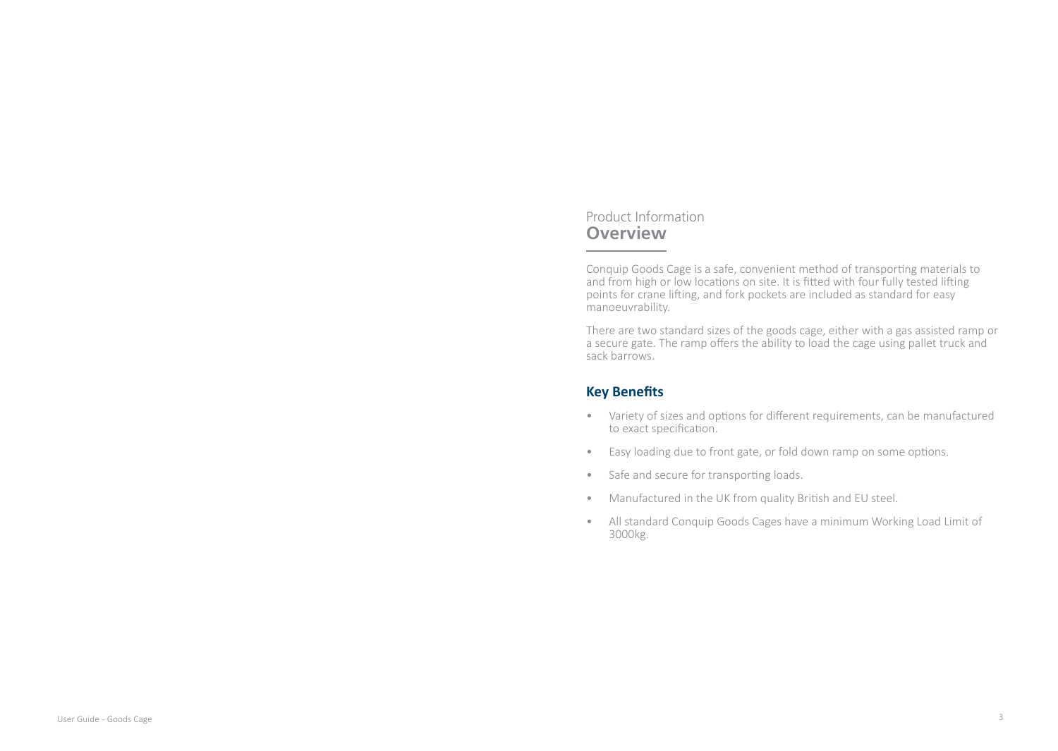Product Information
# Overview

Conquip Goods Cage is a safe, convenient method of transporting materials to and from high or low locations on site. It is fitted with four fully tested lifting points for crane lifting, and fork pockets are included as standard for easy manoeuvrability.

There are two standard sizes of the goods cage, either with a gas assisted ramp or a secure gate. The ramp offers the ability to load the cage using pallet truck and sack barrows.

## Key Benefits

- Variety of sizes and options for different requirements, can be manufactured to exact specification.
- Easy loading due to front gate, or fold down ramp on some options.
- Safe and secure for transporting loads.
- Manufactured in the UK from quality British and EU steel.
- All standard Conquip Goods Cages have a minimum Working Load Limit of 3000kg.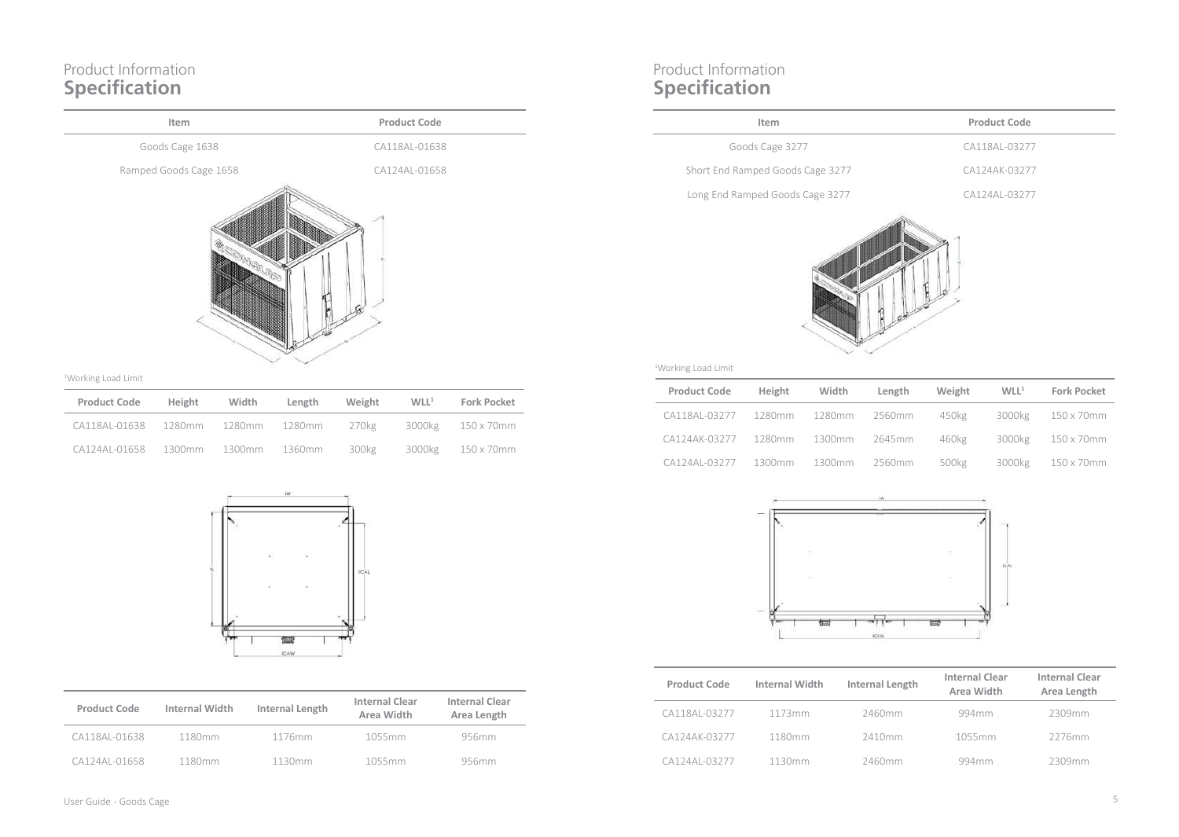# Product Information
## Specification

| Item | Product Code |
|---|---|
| Goods Cage 1638 | CA118AL-01638 |
| Ramped Goods Cage 1658 | CA124AL-01658 |

[1]Working Load Limit

| Product Code | Height | Width | Length | Weight | WLL[1] | Fork Pocket |
|---|---|---|---|---|---|---|
| CA118AL-01638 | 1280mm | 1280mm | 1280mm | 270kg | 3000kg | 150 x 70mm |
| CA124AL-01658 | 1300mm | 1300mm | 1360mm | 300kg | 3000kg | 150 x 70mm |

| Product Code | Internal Width | Internal Length | Internal Clear Area Width | Internal Clear Area Length |
|---|---|---|---|---|
| CA118AL-01638 | 1180mm | 1176mm | 1055mm | 956mm |
| CA124AL-01658 | 1180mm | 1130mm | 1055mm | 956mm |

# Product Information
## Specification

| Item | Product Code |
|---|---|
| Goods Cage 3277 | CA118AL-03277 |
| Short End Ramped Goods Cage 3277 | CA124AK-03277 |
| Long End Ramped Goods Cage 3277 | CA124AL-03277 |

[1]Working Load Limit

| Product Code | Height | Width | Length | Weight | WLL[1] | Fork Pocket |
|---|---|---|---|---|---|---|
| CA118AL-03277 | 1280mm | 1280mm | 2560mm | 450kg | 3000kg | 150 x 70mm |
| CA124AK-03277 | 1280mm | 1300mm | 2645mm | 460kg | 3000kg | 150 x 70mm |
| CA124AL-03277 | 1300mm | 1300mm | 2560mm | 500kg | 3000kg | 150 x 70mm |

| Product Code | Internal Width | Internal Length | Internal Clear Area Width | Internal Clear Area Length |
|---|---|---|---|---|
| CA118AL-03277 | 1173mm | 2460mm | 994mm | 2309mm |
| CA124AK-03277 | 1180mm | 2410mm | 1055mm | 2276mm |
| CA124AL-03277 | 1130mm | 2460mm | 994mm | 2309mm |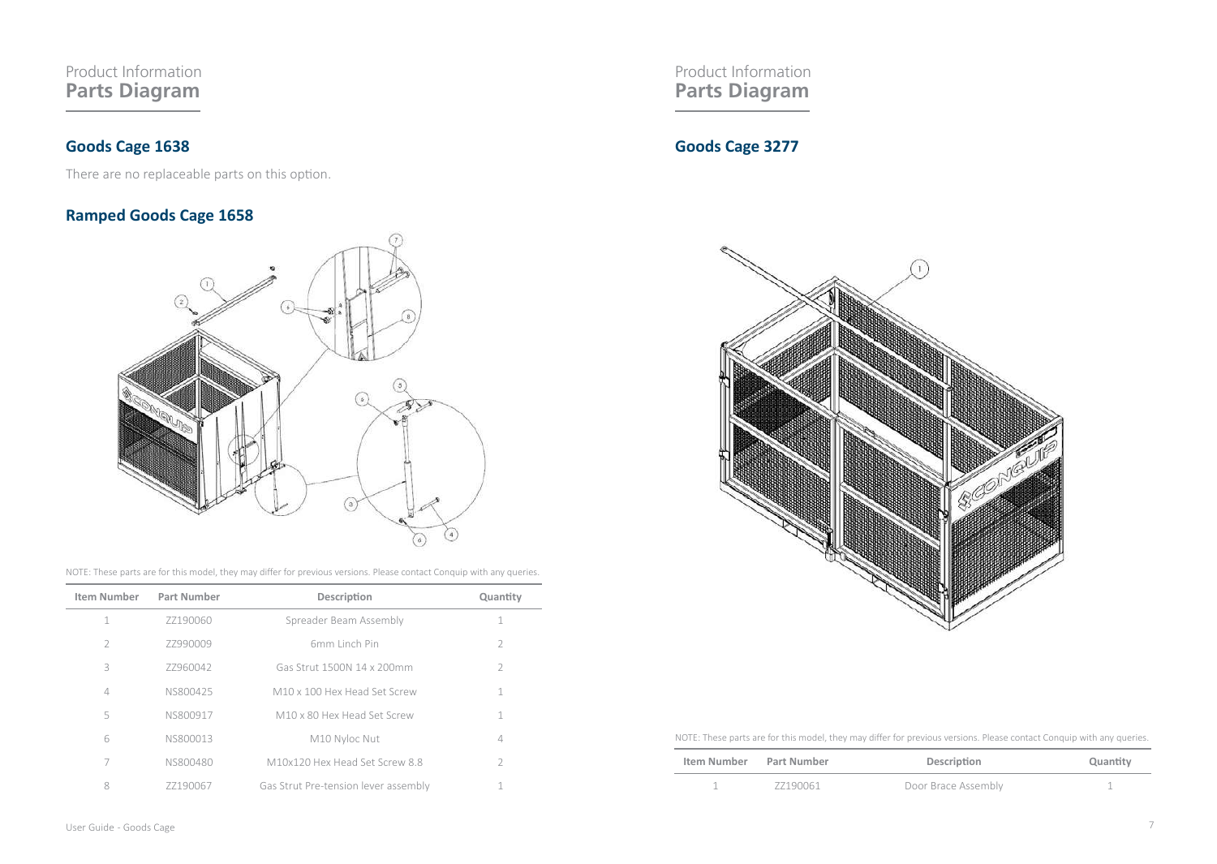Product Information
## Parts Diagram

### Goods Cage 1638

There are no replaceable parts on this option.

### Ramped Goods Cage 1658

NOTE: These parts are for this model, they may differ for previous versions. Please contact Conquip with any queries.

| Item Number | Part Number | Description | Quantity |
|---|---|---|---|
| 1 | ZZ190060 | Spreader Beam Assembly | 1 |
| 2 | ZZ990009 | 6mm Linch Pin | 2 |
| 3 | ZZ960042 | Gas Strut 1500N 14 x 200mm | 2 |
| 4 | NS800425 | M10 x 100 Hex Head Set Screw | 1 |
| 5 | NS800917 | M10 x 80 Hex Head Set Screw | 1 |
| 6 | NS800013 | M10 Nyloc Nut | 4 |
| 7 | NS800480 | M10x120 Hex Head Set Screw 8.8 | 2 |
| 8 | ZZ190067 | Gas Strut Pre-tension lever assembly | 1 |

Product Information
## Parts Diagram

### Goods Cage 3277

NOTE: These parts are for this model, they may differ for previous versions. Please contact Conquip with any queries.

| Item Number | Part Number | Description | Quantity |
|---|---|---|---|
| 1 | ZZ190061 | Door Brace Assembly | 1 |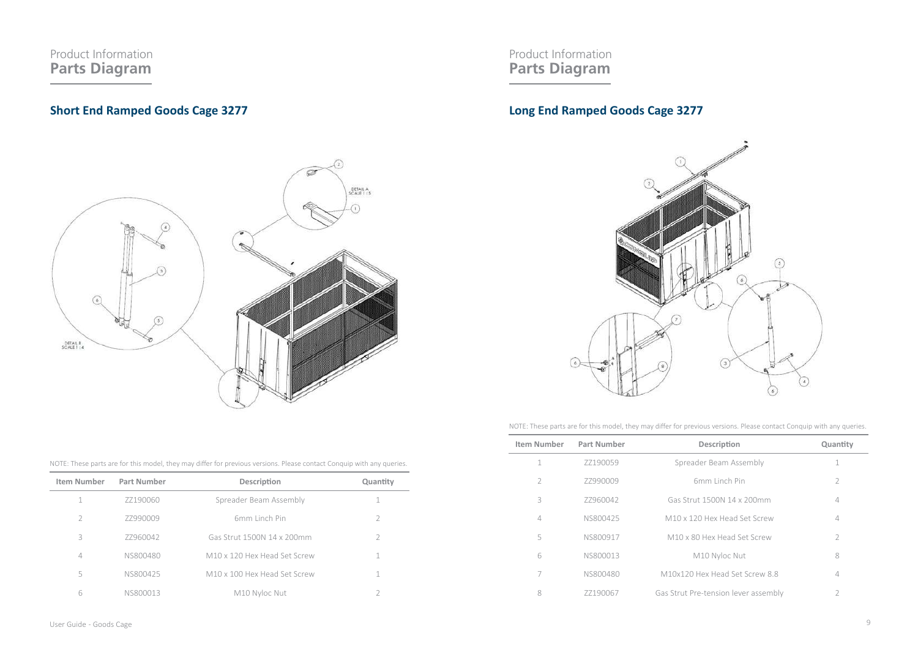# Product Information
## Parts Diagram

### Short End Ramped Goods Cage 3277

NOTE: These parts are for this model, they may differ for previous versions. Please contact Conquip with any queries.

| Item Number | Part Number | Description | Quantity |
|---|---|---|---|
| 1 | ZZ190060 | Spreader Beam Assembly | 1 |
| 2 | ZZ990009 | 6mm Linch Pin | 2 |
| 3 | ZZ960042 | Gas Strut 1500N 14 x 200mm | 2 |
| 4 | NS800480 | M10 x 120 Hex Head Set Screw | 1 |
| 5 | NS800425 | M10 x 100 Hex Head Set Screw | 1 |
| 6 | NS800013 | M10 Nyloc Nut | 2 |

# Product Information
## Parts Diagram

### Long End Ramped Goods Cage 3277

NOTE: These parts are for this model, they may differ for previous versions. Please contact Conquip with any queries.

| Item Number | Part Number | Description | Quantity |
|---|---|---|---|
| 1 | ZZ190059 | Spreader Beam Assembly | 1 |
| 2 | ZZ990009 | 6mm Linch Pin | 2 |
| 3 | ZZ960042 | Gas Strut 1500N 14 x 200mm | 4 |
| 4 | NS800425 | M10 x 120 Hex Head Set Screw | 4 |
| 5 | NS800917 | M10 x 80 Hex Head Set Screw | 2 |
| 6 | NS800013 | M10 Nyloc Nut | 8 |
| 7 | NS800480 | M10x120 Hex Head Set Screw 8.8 | 4 |
| 8 | ZZ190067 | Gas Strut Pre-tension lever assembly | 2 |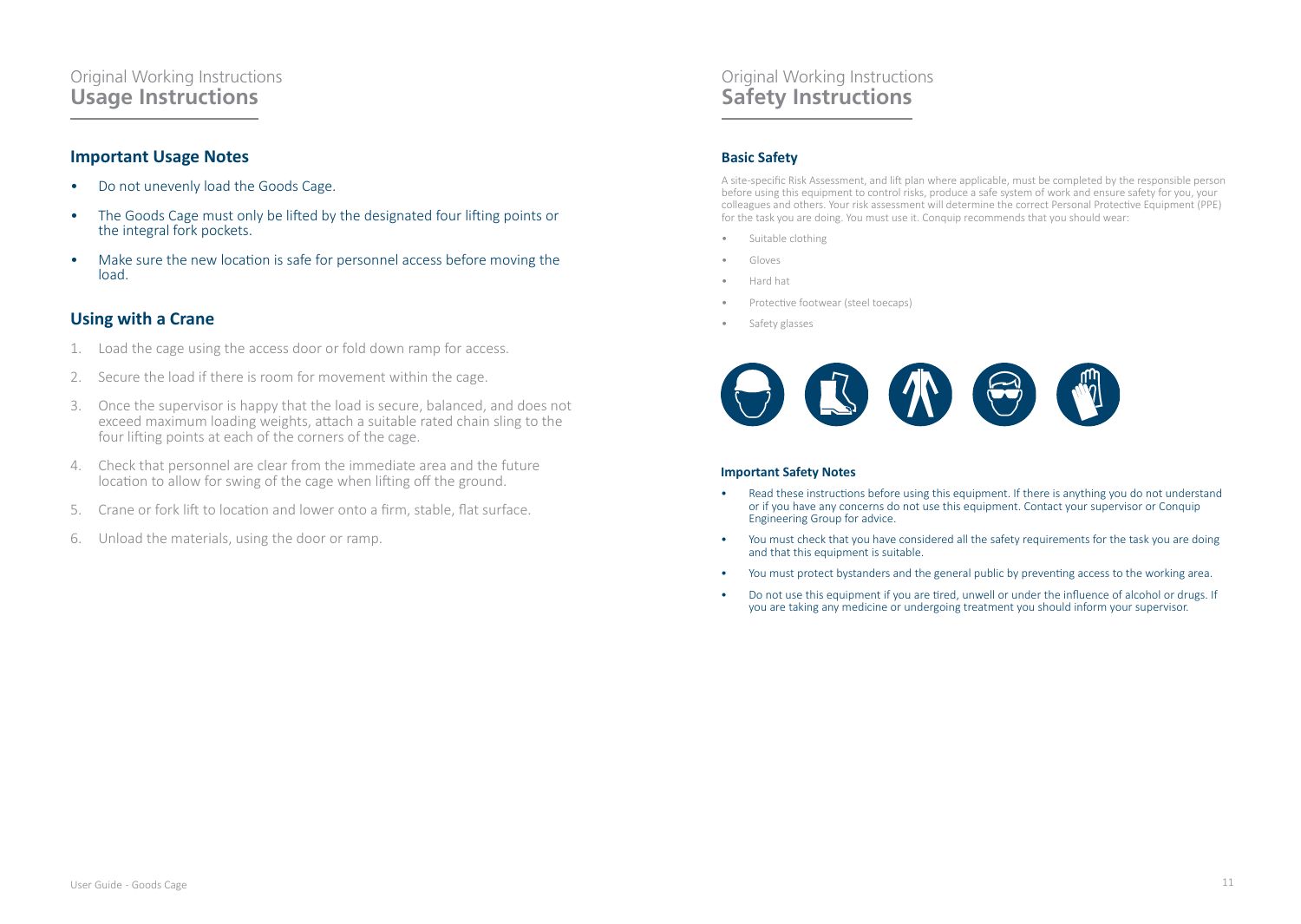Original Working Instructions

## Usage Instructions

### Important Usage Notes

- Do not unevenly load the Goods Cage.
- The Goods Cage must only be lifted by the designated four lifting points or the integral fork pockets.
- Make sure the new location is safe for personnel access before moving the load.

### Using with a Crane

1. Load the cage using the access door or fold down ramp for access.
2. Secure the load if there is room for movement within the cage.
3. Once the supervisor is happy that the load is secure, balanced, and does not exceed maximum loading weights, attach a suitable rated chain sling to the four lifting points at each of the corners of the cage.
4. Check that personnel are clear from the immediate area and the future location to allow for swing of the cage when lifting off the ground.
5. Crane or fork lift to location and lower onto a firm, stable, flat surface.
6. Unload the materials, using the door or ramp.

Original Working Instructions

## Safety Instructions

### Basic Safety

A site-specific Risk Assessment, and lift plan where applicable, must be completed by the responsible person before using this equipment to control risks, produce a safe system of work and ensure safety for you, your colleagues and others. Your risk assessment will determine the correct Personal Protective Equipment (PPE) for the task you are doing. You must use it. Conquip recommends that you should wear:

- Suitable clothing
- Gloves
- Hard hat
- Protective footwear (steel toecaps)
- Safety glasses

#### Important Safety Notes

- Read these instructions before using this equipment. If there is anything you do not understand or if you have any concerns do not use this equipment. Contact your supervisor or Conquip Engineering Group for advice.
- You must check that you have considered all the safety requirements for the task you are doing and that this equipment is suitable.
- You must protect bystanders and the general public by preventing access to the working area.
- Do not use this equipment if you are tired, unwell or under the influence of alcohol or drugs. If you are taking any medicine or undergoing treatment you should inform your supervisor.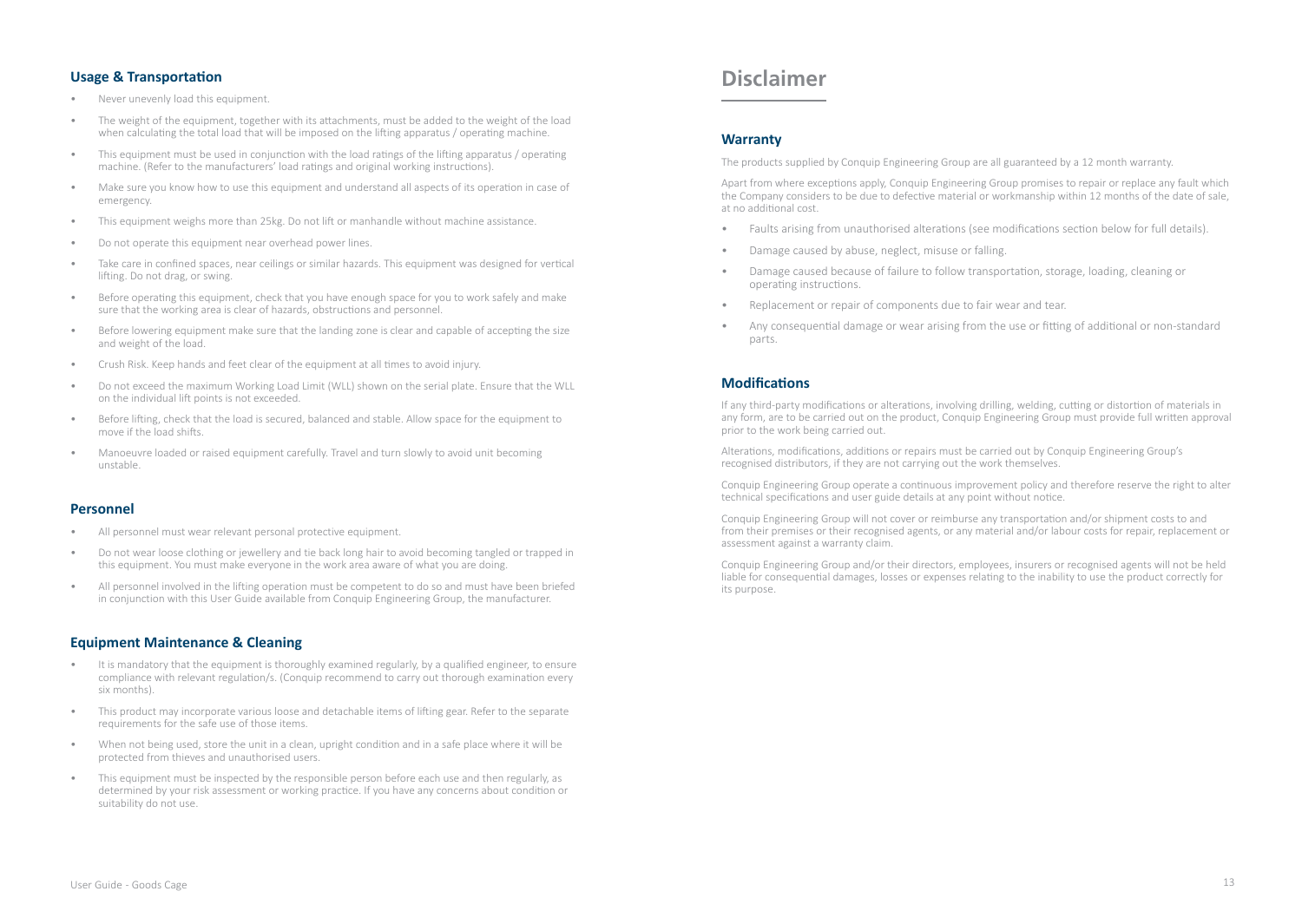### Usage & Transportation

- Never unevenly load this equipment.
- The weight of the equipment, together with its attachments, must be added to the weight of the load when calculating the total load that will be imposed on the lifting apparatus / operating machine.
- This equipment must be used in conjunction with the load ratings of the lifting apparatus / operating machine. (Refer to the manufacturers' load ratings and original working instructions).
- Make sure you know how to use this equipment and understand all aspects of its operation in case of emergency.
- This equipment weighs more than 25kg. Do not lift or manhandle without machine assistance.
- Do not operate this equipment near overhead power lines.
- Take care in confined spaces, near ceilings or similar hazards. This equipment was designed for vertical lifting. Do not drag, or swing.
- Before operating this equipment, check that you have enough space for you to work safely and make sure that the working area is clear of hazards, obstructions and personnel.
- Before lowering equipment make sure that the landing zone is clear and capable of accepting the size and weight of the load.
- Crush Risk. Keep hands and feet clear of the equipment at all times to avoid injury.
- Do not exceed the maximum Working Load Limit (WLL) shown on the serial plate. Ensure that the WLL on the individual lift points is not exceeded.
- Before lifting, check that the load is secured, balanced and stable. Allow space for the equipment to move if the load shifts.
- Manoeuvre loaded or raised equipment carefully. Travel and turn slowly to avoid unit becoming unstable.

### Personnel

- All personnel must wear relevant personal protective equipment.
- Do not wear loose clothing or jewellery and tie back long hair to avoid becoming tangled or trapped in this equipment. You must make everyone in the work area aware of what you are doing.
- All personnel involved in the lifting operation must be competent to do so and must have been briefed in conjunction with this User Guide available from Conquip Engineering Group, the manufacturer.

### Equipment Maintenance & Cleaning

- It is mandatory that the equipment is thoroughly examined regularly, by a qualified engineer, to ensure compliance with relevant regulation/s. (Conquip recommend to carry out thorough examination every six months).
- This product may incorporate various loose and detachable items of lifting gear. Refer to the separate requirements for the safe use of those items.
- When not being used, store the unit in a clean, upright condition and in a safe place where it will be protected from thieves and unauthorised users.
- This equipment must be inspected by the responsible person before each use and then regularly, as determined by your risk assessment or working practice. If you have any concerns about condition or suitability do not use.

## Disclaimer

### Warranty

The products supplied by Conquip Engineering Group are all guaranteed by a 12 month warranty.

Apart from where exceptions apply, Conquip Engineering Group promises to repair or replace any fault which the Company considers to be due to defective material or workmanship within 12 months of the date of sale, at no additional cost.

- Faults arising from unauthorised alterations (see modifications section below for full details).
- Damage caused by abuse, neglect, misuse or falling.
- Damage caused because of failure to follow transportation, storage, loading, cleaning or operating instructions.
- Replacement or repair of components due to fair wear and tear.
- Any consequential damage or wear arising from the use or fitting of additional or non-standard parts.

### Modifications

If any third-party modifications or alterations, involving drilling, welding, cutting or distortion of materials in any form, are to be carried out on the product, Conquip Engineering Group must provide full written approval prior to the work being carried out.

Alterations, modifications, additions or repairs must be carried out by Conquip Engineering Group's recognised distributors, if they are not carrying out the work themselves.

Conquip Engineering Group operate a continuous improvement policy and therefore reserve the right to alter technical specifications and user guide details at any point without notice.

Conquip Engineering Group will not cover or reimburse any transportation and/or shipment costs to and from their premises or their recognised agents, or any material and/or labour costs for repair, replacement or assessment against a warranty claim.

Conquip Engineering Group and/or their directors, employees, insurers or recognised agents will not be held liable for consequential damages, losses or expenses relating to the inability to use the product correctly for its purpose.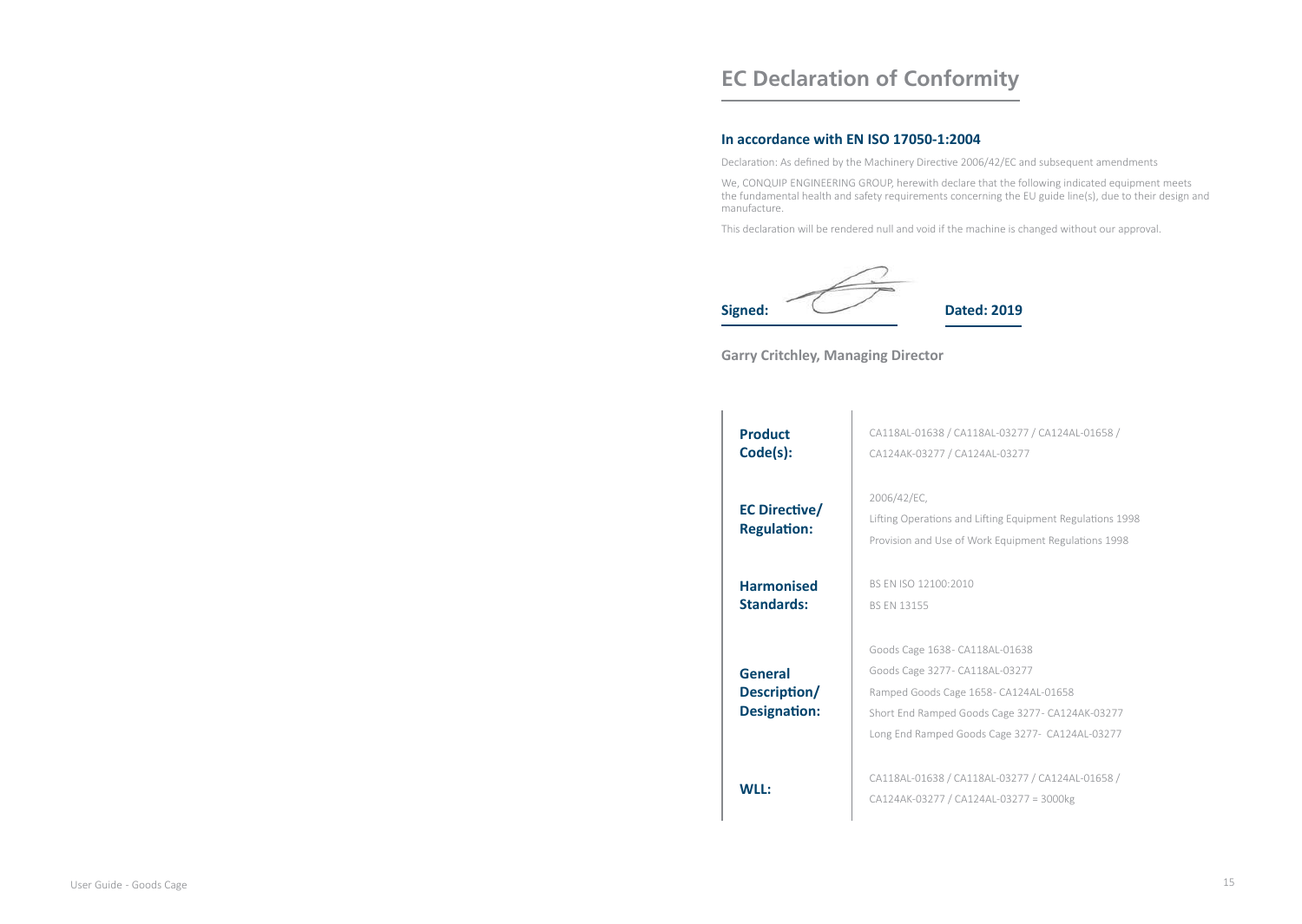# EC Declaration of Conformity

## In accordance with EN ISO 17050-1:2004

Declaration: As defined by the Machinery Directive 2006/42/EC and subsequent amendments

We, CONQUIP ENGINEERING GROUP, herewith declare that the following indicated equipment meets the fundamental health and safety requirements concerning the EU guide line(s), due to their design and manufacture.

This declaration will be rendered null and void if the machine is changed without our approval.

**Signed:** **Dated: 2019**

**Garry Critchley, Managing Director**

| | |
|---|---|
| **Product Code(s):** | CA118AL-01638 / CA118AL-03277 / CA124AL-01658 / CA124AK-03277 / CA124AL-03277 |
| **EC Directive/ Regulation:** | 2006/42/EC,<br>Lifting Operations and Lifting Equipment Regulations 1998<br>Provision and Use of Work Equipment Regulations 1998 |
| **Harmonised Standards:** | BS EN ISO 12100:2010<br>BS EN 13155 |
| **General Description/ Designation:** | Goods Cage 1638- CA118AL-01638<br>Goods Cage 3277- CA118AL-03277<br>Ramped Goods Cage 1658- CA124AL-01658<br>Short End Ramped Goods Cage 3277- CA124AK-03277<br>Long End Ramped Goods Cage 3277- CA124AL-03277 |
| **WLL:** | CA118AL-01638 / CA118AL-03277 / CA124AL-01658 / CA124AK-03277 / CA124AL-03277 = 3000kg |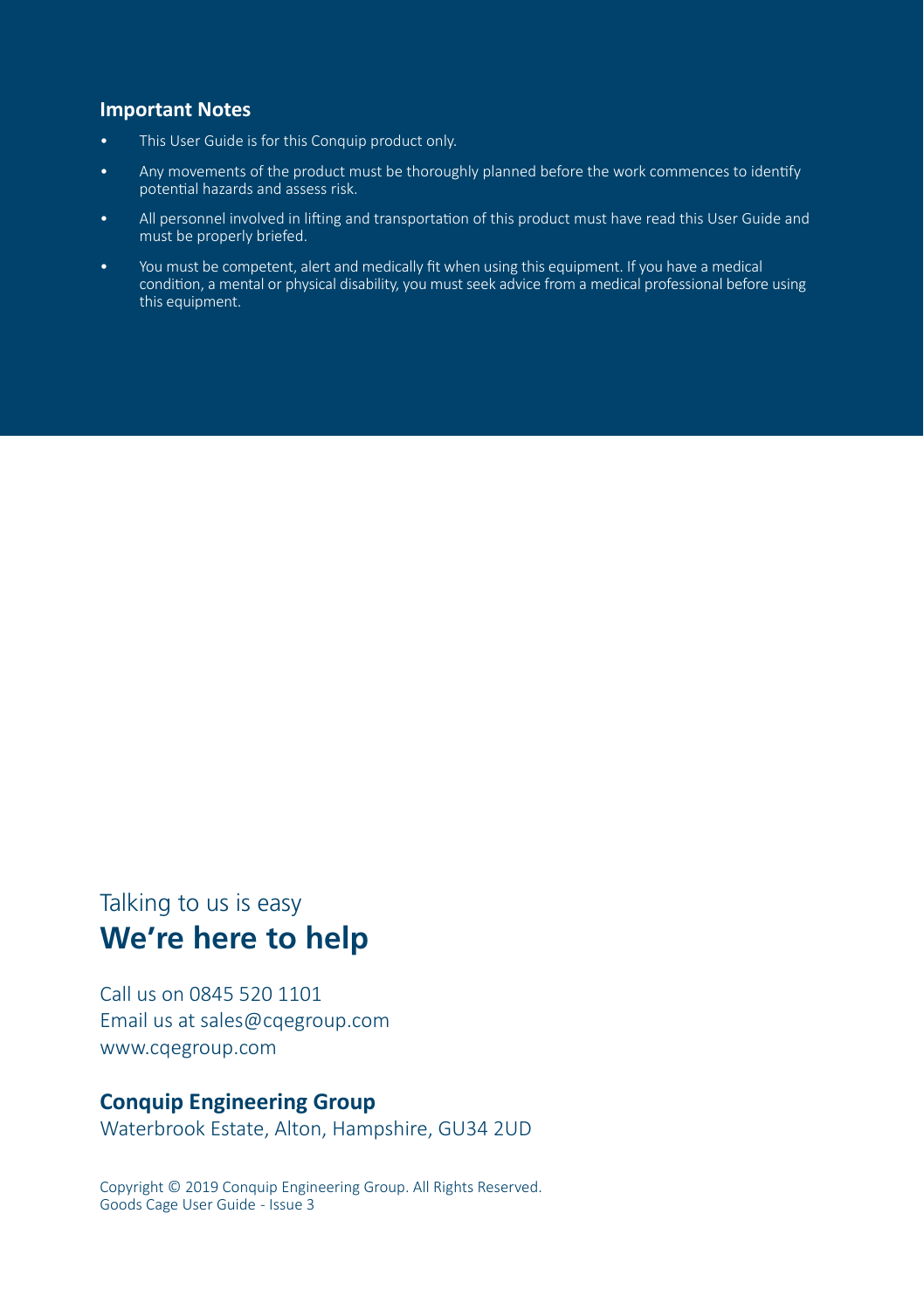## Important Notes

- This User Guide is for this Conquip product only.
- Any movements of the product must be thoroughly planned before the work commences to identify potential hazards and assess risk.
- All personnel involved in lifting and transportation of this product must have read this User Guide and must be properly briefed.
- You must be competent, alert and medically fit when using this equipment. If you have a medical condition, a mental or physical disability, you must seek advice from a medical professional before using this equipment.

Talking to us is easy

## We're here to help

Call us on 0845 520 1101
Email us at sales@cqegroup.com
www.cqegroup.com

**Conquip Engineering Group**
Waterbrook Estate, Alton, Hampshire, GU34 2UD

Copyright © 2019 Conquip Engineering Group. All Rights Reserved.
Goods Cage User Guide - Issue 3